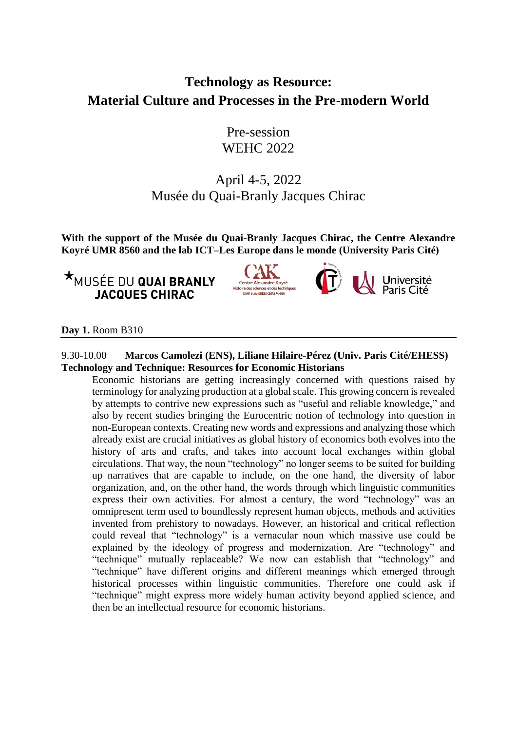# Technology as Resource:
# Material Culture and Processes in the Pre-modern World

Pre-session
WEHC 2022

April 4-5, 2022
Musée du Quai-Branly Jacques Chirac

**With the support of the Musée du Quai-Branly Jacques Chirac, the Centre Alexandre Koyré UMR 8560 and the lab ICT–Les Europe dans le monde (University Paris Cité)**

**Day 1.** Room B310

9.30-10.00 **Marcos Camolezi (ENS), Liliane Hilaire-Pérez (Univ. Paris Cité/EHESS)**
**Technology and Technique: Resources for Economic Historians**

Economic historians are getting increasingly concerned with questions raised by terminology for analyzing production at a global scale. This growing concern is revealed by attempts to contrive new expressions such as "useful and reliable knowledge," and also by recent studies bringing the Eurocentric notion of technology into question in non-European contexts. Creating new words and expressions and analyzing those which already exist are crucial initiatives as global history of economics both evolves into the history of arts and crafts, and takes into account local exchanges within global circulations. That way, the noun "technology" no longer seems to be suited for building up narratives that are capable to include, on the one hand, the diversity of labor organization, and, on the other hand, the words through which linguistic communities express their own activities. For almost a century, the word "technology" was an omnipresent term used to boundlessly represent human objects, methods and activities invented from prehistory to nowadays. However, an historical and critical reflection could reveal that "technology" is a vernacular noun which massive use could be explained by the ideology of progress and modernization. Are "technology" and "technique" mutually replaceable? We now can establish that "technology" and "technique" have different origins and different meanings which emerged through historical processes within linguistic communities. Therefore one could ask if "technique" might express more widely human activity beyond applied science, and then be an intellectual resource for economic historians.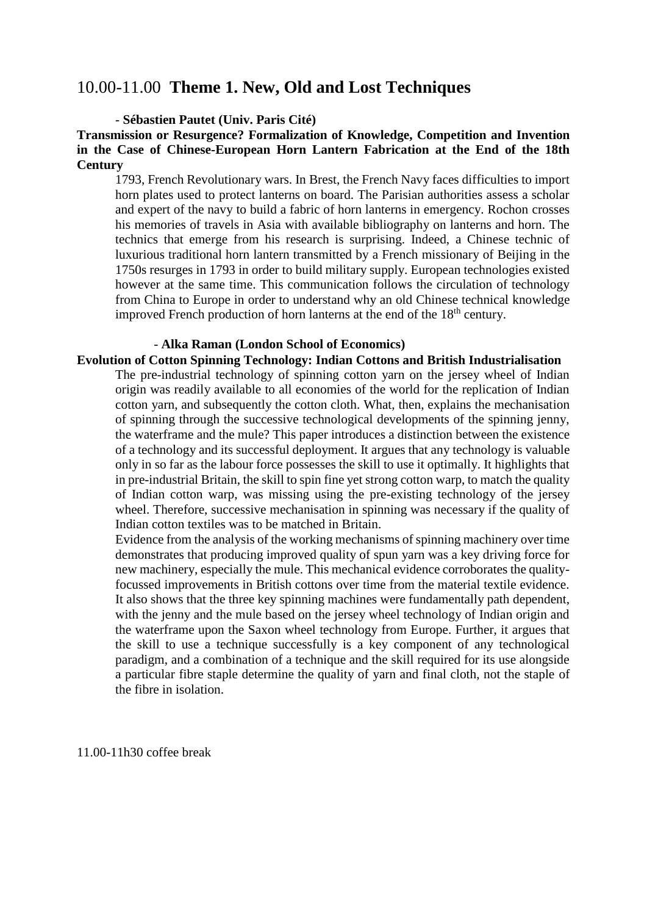## 10.00-11.00 **Theme 1. New, Old and Lost Techniques**

- **Sébastien Pautet (Univ. Paris Cité)**

**Transmission or Resurgence? Formalization of Knowledge, Competition and Invention in the Case of Chinese-European Horn Lantern Fabrication at the End of the 18th Century**

1793, French Revolutionary wars. In Brest, the French Navy faces difficulties to import horn plates used to protect lanterns on board. The Parisian authorities assess a scholar and expert of the navy to build a fabric of horn lanterns in emergency. Rochon crosses his memories of travels in Asia with available bibliography on lanterns and horn. The technics that emerge from his research is surprising. Indeed, a Chinese technic of luxurious traditional horn lantern transmitted by a French missionary of Beijing in the 1750s resurges in 1793 in order to build military supply. European technologies existed however at the same time. This communication follows the circulation of technology from China to Europe in order to understand why an old Chinese technical knowledge improved French production of horn lanterns at the end of the 18th century.

- **Alka Raman (London School of Economics)**

**Evolution of Cotton Spinning Technology: Indian Cottons and British Industrialisation**

The pre-industrial technology of spinning cotton yarn on the jersey wheel of Indian origin was readily available to all economies of the world for the replication of Indian cotton yarn, and subsequently the cotton cloth. What, then, explains the mechanisation of spinning through the successive technological developments of the spinning jenny, the waterframe and the mule? This paper introduces a distinction between the existence of a technology and its successful deployment. It argues that any technology is valuable only in so far as the labour force possesses the skill to use it optimally. It highlights that in pre-industrial Britain, the skill to spin fine yet strong cotton warp, to match the quality of Indian cotton warp, was missing using the pre-existing technology of the jersey wheel. Therefore, successive mechanisation in spinning was necessary if the quality of Indian cotton textiles was to be matched in Britain.

Evidence from the analysis of the working mechanisms of spinning machinery over time demonstrates that producing improved quality of spun yarn was a key driving force for new machinery, especially the mule. This mechanical evidence corroborates the quality-focussed improvements in British cottons over time from the material textile evidence. It also shows that the three key spinning machines were fundamentally path dependent, with the jenny and the mule based on the jersey wheel technology of Indian origin and the waterframe upon the Saxon wheel technology from Europe. Further, it argues that the skill to use a technique successfully is a key component of any technological paradigm, and a combination of a technique and the skill required for its use alongside a particular fibre staple determine the quality of yarn and final cloth, not the staple of the fibre in isolation.

11.00-11h30 coffee break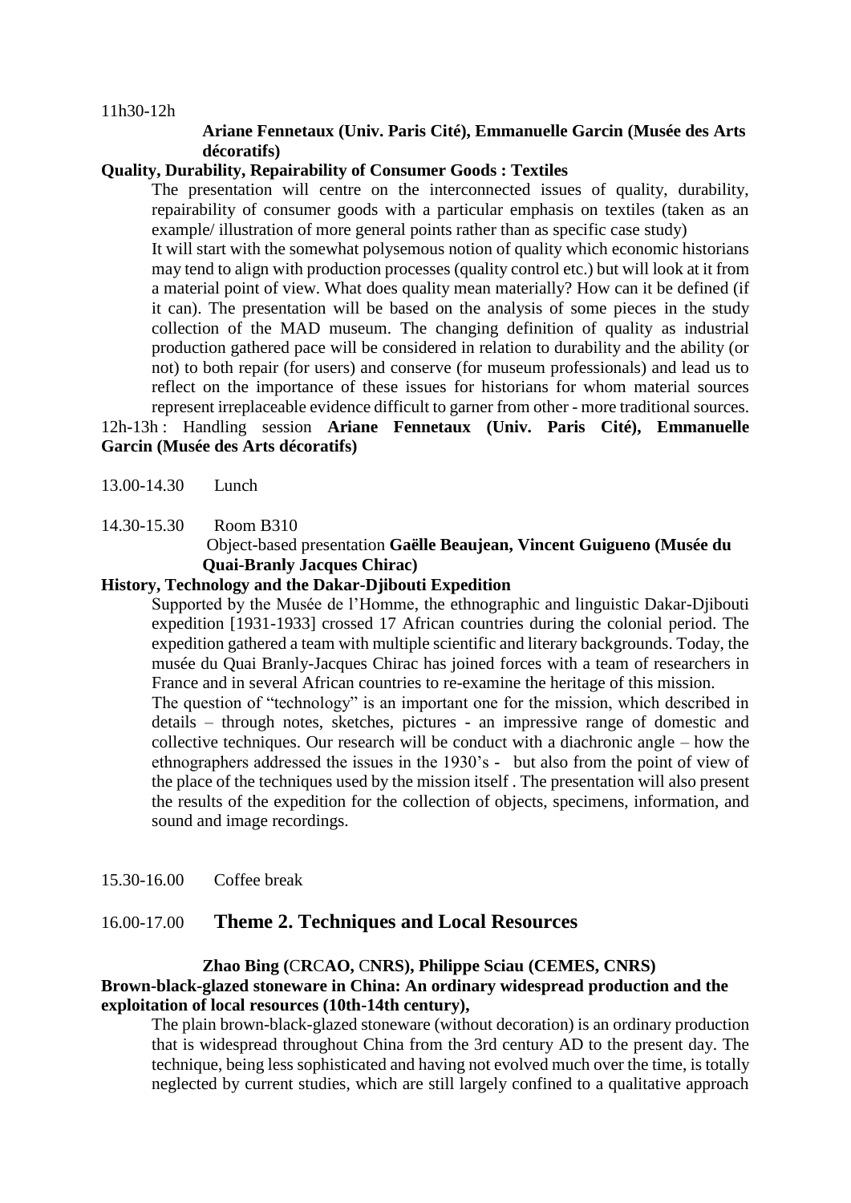11h30-12h

**Ariane Fennetaux (Univ. Paris Cité), Emmanuelle Garcin (Musée des Arts décoratifs)**

**Quality, Durability, Repairability of Consumer Goods : Textiles**

The presentation will centre on the interconnected issues of quality, durability, repairability of consumer goods with a particular emphasis on textiles (taken as an example/ illustration of more general points rather than as specific case study)

It will start with the somewhat polysemous notion of quality which economic historians may tend to align with production processes (quality control etc.) but will look at it from a material point of view. What does quality mean materially? How can it be defined (if it can). The presentation will be based on the analysis of some pieces in the study collection of the MAD museum. The changing definition of quality as industrial production gathered pace will be considered in relation to durability and the ability (or not) to both repair (for users) and conserve (for museum professionals) and lead us to reflect on the importance of these issues for historians for whom material sources represent irreplaceable evidence difficult to garner from other - more traditional sources.

12h-13h : Handling session **Ariane Fennetaux (Univ. Paris Cité), Emmanuelle Garcin (Musée des Arts décoratifs)**

13.00-14.30 Lunch

14.30-15.30 Room B310

Object-based presentation **Gaëlle Beaujean, Vincent Guigueno (Musée du Quai-Branly Jacques Chirac)**

**History, Technology and the Dakar-Djibouti Expedition**

Supported by the Musée de l'Homme, the ethnographic and linguistic Dakar-Djibouti expedition [1931-1933] crossed 17 African countries during the colonial period. The expedition gathered a team with multiple scientific and literary backgrounds. Today, the musée du Quai Branly-Jacques Chirac has joined forces with a team of researchers in France and in several African countries to re-examine the heritage of this mission.

The question of "technology" is an important one for the mission, which described in details – through notes, sketches, pictures - an impressive range of domestic and collective techniques. Our research will be conduct with a diachronic angle – how the ethnographers addressed the issues in the 1930's - but also from the point of view of the place of the techniques used by the mission itself . The presentation will also present the results of the expedition for the collection of objects, specimens, information, and sound and image recordings.

15.30-16.00 Coffee break

## 16.00-17.00 Theme 2. Techniques and Local Resources

**Zhao Bing (CRCAO, CNRS), Philippe Sciau (CEMES, CNRS)**

**Brown-black-glazed stoneware in China: An ordinary widespread production and the exploitation of local resources (10th-14th century),**

The plain brown-black-glazed stoneware (without decoration) is an ordinary production that is widespread throughout China from the 3rd century AD to the present day. The technique, being less sophisticated and having not evolved much over the time, is totally neglected by current studies, which are still largely confined to a qualitative approach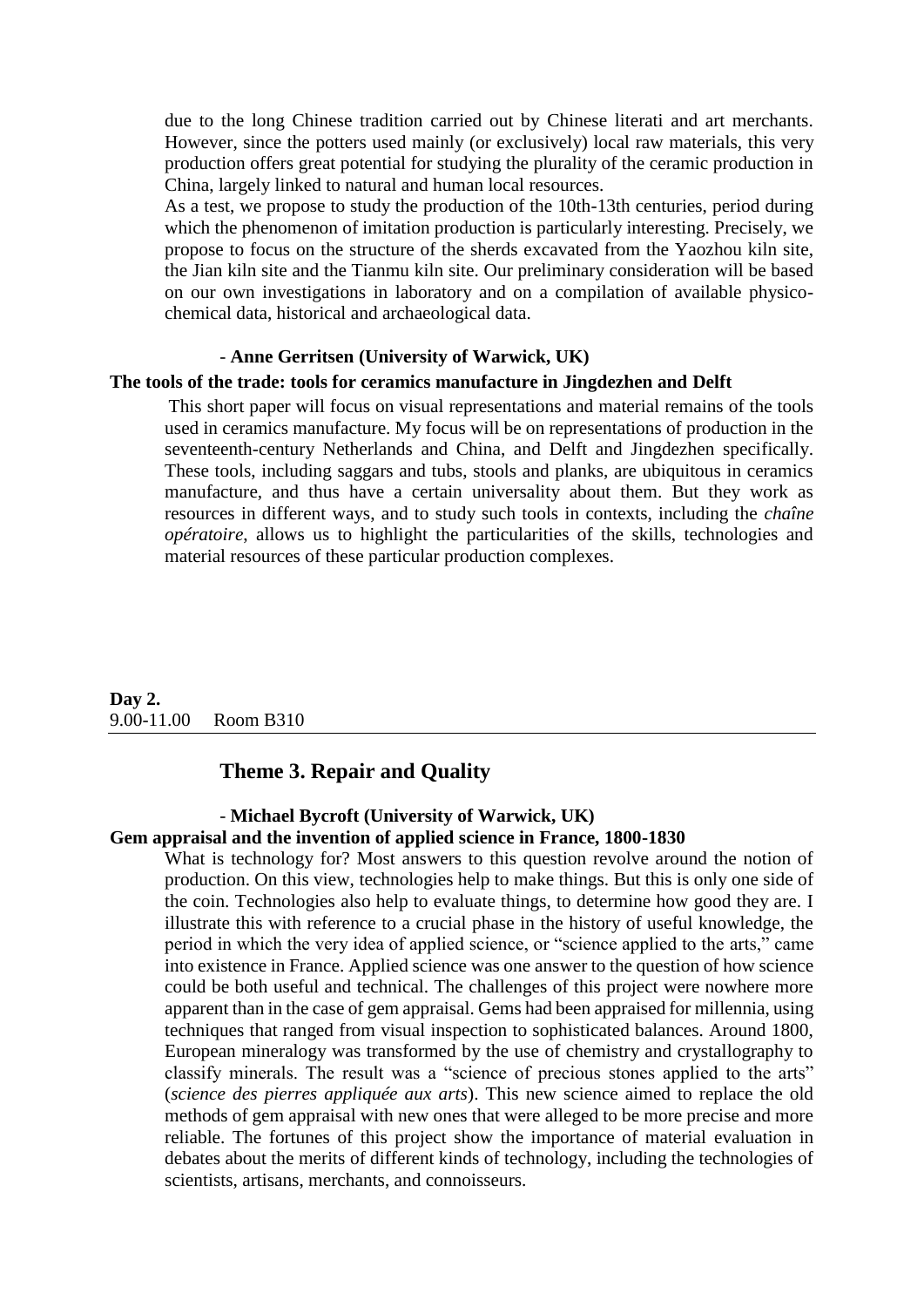due to the long Chinese tradition carried out by Chinese literati and art merchants. However, since the potters used mainly (or exclusively) local raw materials, this very production offers great potential for studying the plurality of the ceramic production in China, largely linked to natural and human local resources.

As a test, we propose to study the production of the 10th-13th centuries, period during which the phenomenon of imitation production is particularly interesting. Precisely, we propose to focus on the structure of the sherds excavated from the Yaozhou kiln site, the Jian kiln site and the Tianmu kiln site. Our preliminary consideration will be based on our own investigations in laboratory and on a compilation of available physico-chemical data, historical and archaeological data.

- **Anne Gerritsen (University of Warwick, UK)**

**The tools of the trade: tools for ceramics manufacture in Jingdezhen and Delft**

This short paper will focus on visual representations and material remains of the tools used in ceramics manufacture. My focus will be on representations of production in the seventeenth-century Netherlands and China, and Delft and Jingdezhen specifically. These tools, including saggars and tubs, stools and planks, are ubiquitous in ceramics manufacture, and thus have a certain universality about them. But they work as resources in different ways, and to study such tools in contexts, including the *chaîne opératoire*, allows us to highlight the particularities of the skills, technologies and material resources of these particular production complexes.

**Day 2.**
9.00-11.00 Room B310

---

## Theme 3. Repair and Quality

- **Michael Bycroft (University of Warwick, UK)**

**Gem appraisal and the invention of applied science in France, 1800-1830**

What is technology for? Most answers to this question revolve around the notion of production. On this view, technologies help to make things. But this is only one side of the coin. Technologies also help to evaluate things, to determine how good they are. I illustrate this with reference to a crucial phase in the history of useful knowledge, the period in which the very idea of applied science, or "science applied to the arts," came into existence in France. Applied science was one answer to the question of how science could be both useful and technical. The challenges of this project were nowhere more apparent than in the case of gem appraisal. Gems had been appraised for millennia, using techniques that ranged from visual inspection to sophisticated balances. Around 1800, European mineralogy was transformed by the use of chemistry and crystallography to classify minerals. The result was a "science of precious stones applied to the arts" (*science des pierres appliquée aux arts*). This new science aimed to replace the old methods of gem appraisal with new ones that were alleged to be more precise and more reliable. The fortunes of this project show the importance of material evaluation in debates about the merits of different kinds of technology, including the technologies of scientists, artisans, merchants, and connoisseurs.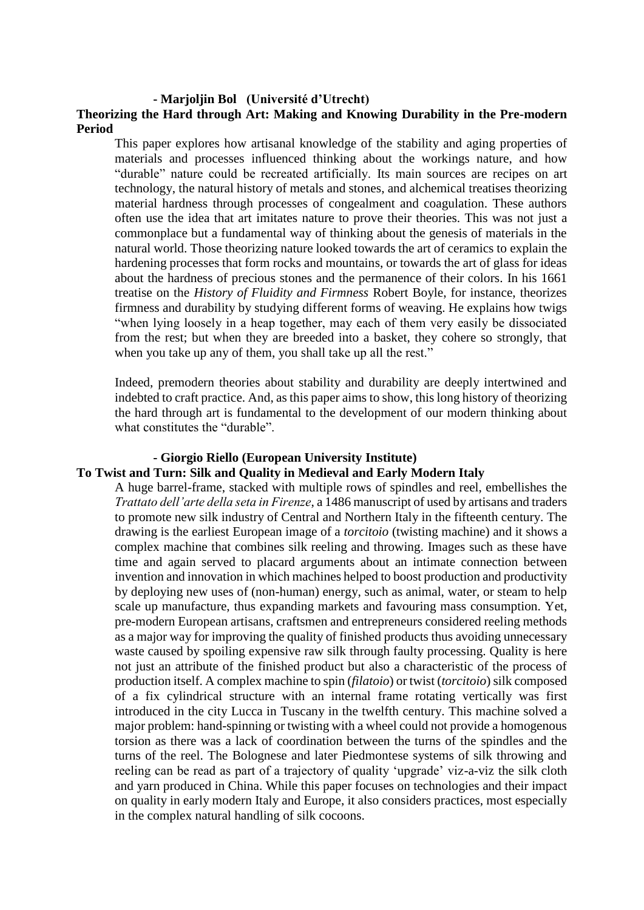**- Marjoljin Bol (Université d'Utrecht)**

**Theorizing the Hard through Art: Making and Knowing Durability in the Pre-modern Period**

This paper explores how artisanal knowledge of the stability and aging properties of materials and processes influenced thinking about the workings nature, and how "durable" nature could be recreated artificially. Its main sources are recipes on art technology, the natural history of metals and stones, and alchemical treatises theorizing material hardness through processes of congealment and coagulation. These authors often use the idea that art imitates nature to prove their theories. This was not just a commonplace but a fundamental way of thinking about the genesis of materials in the natural world. Those theorizing nature looked towards the art of ceramics to explain the hardening processes that form rocks and mountains, or towards the art of glass for ideas about the hardness of precious stones and the permanence of their colors. In his 1661 treatise on the *History of Fluidity and Firmness* Robert Boyle, for instance, theorizes firmness and durability by studying different forms of weaving. He explains how twigs "when lying loosely in a heap together, may each of them very easily be dissociated from the rest; but when they are breeded into a basket, they cohere so strongly, that when you take up any of them, you shall take up all the rest."

Indeed, premodern theories about stability and durability are deeply intertwined and indebted to craft practice. And, as this paper aims to show, this long history of theorizing the hard through art is fundamental to the development of our modern thinking about what constitutes the "durable".

**- Giorgio Riello (European University Institute)**

**To Twist and Turn: Silk and Quality in Medieval and Early Modern Italy**

A huge barrel-frame, stacked with multiple rows of spindles and reel, embellishes the *Trattato dell'arte della seta in Firenze*, a 1486 manuscript of used by artisans and traders to promote new silk industry of Central and Northern Italy in the fifteenth century. The drawing is the earliest European image of a *torcitoio* (twisting machine) and it shows a complex machine that combines silk reeling and throwing. Images such as these have time and again served to placard arguments about an intimate connection between invention and innovation in which machines helped to boost production and productivity by deploying new uses of (non-human) energy, such as animal, water, or steam to help scale up manufacture, thus expanding markets and favouring mass consumption. Yet, pre-modern European artisans, craftsmen and entrepreneurs considered reeling methods as a major way for improving the quality of finished products thus avoiding unnecessary waste caused by spoiling expensive raw silk through faulty processing. Quality is here not just an attribute of the finished product but also a characteristic of the process of production itself. A complex machine to spin (*filatoio*) or twist (*torcitoio*) silk composed of a fix cylindrical structure with an internal frame rotating vertically was first introduced in the city Lucca in Tuscany in the twelfth century. This machine solved a major problem: hand-spinning or twisting with a wheel could not provide a homogenous torsion as there was a lack of coordination between the turns of the spindles and the turns of the reel. The Bolognese and later Piedmontese systems of silk throwing and reeling can be read as part of a trajectory of quality 'upgrade' viz-a-viz the silk cloth and yarn produced in China. While this paper focuses on technologies and their impact on quality in early modern Italy and Europe, it also considers practices, most especially in the complex natural handling of silk cocoons.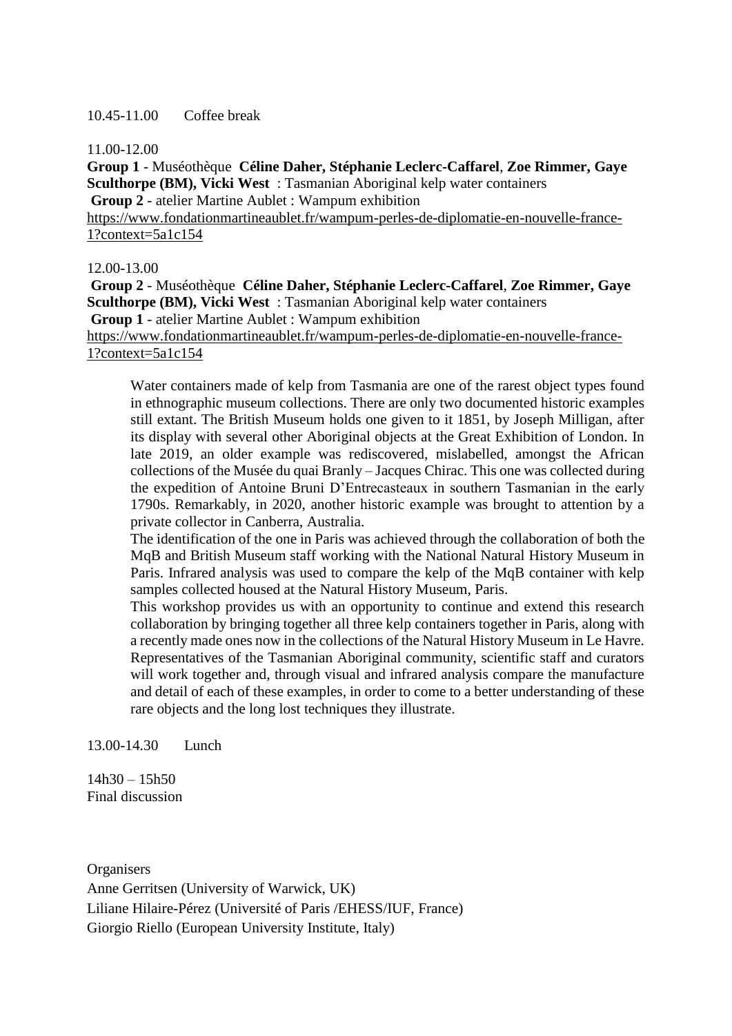10.45-11.00 Coffee break

11.00-12.00

**Group 1** - Muséothèque **Céline Daher, Stéphanie Leclerc-Caffarel**, **Zoe Rimmer, Gaye Sculthorpe (BM), Vicki West** : Tasmanian Aboriginal kelp water containers

**Group 2** - atelier Martine Aublet : Wampum exhibition

https://www.fondationmartineaublet.fr/wampum-perles-de-diplomatie-en-nouvelle-france-1?context=5a1c154

12.00-13.00

**Group 2** - Muséothèque **Céline Daher, Stéphanie Leclerc-Caffarel**, **Zoe Rimmer, Gaye Sculthorpe (BM), Vicki West** : Tasmanian Aboriginal kelp water containers

**Group 1** - atelier Martine Aublet : Wampum exhibition

https://www.fondationmartineaublet.fr/wampum-perles-de-diplomatie-en-nouvelle-france-1?context=5a1c154

> Water containers made of kelp from Tasmania are one of the rarest object types found in ethnographic museum collections. There are only two documented historic examples still extant. The British Museum holds one given to it 1851, by Joseph Milligan, after its display with several other Aboriginal objects at the Great Exhibition of London. In late 2019, an older example was rediscovered, mislabelled, amongst the African collections of the Musée du quai Branly – Jacques Chirac. This one was collected during the expedition of Antoine Bruni D'Entrecasteaux in southern Tasmanian in the early 1790s. Remarkably, in 2020, another historic example was brought to attention by a private collector in Canberra, Australia.
>
> The identification of the one in Paris was achieved through the collaboration of both the MqB and British Museum staff working with the National Natural History Museum in Paris. Infrared analysis was used to compare the kelp of the MqB container with kelp samples collected housed at the Natural History Museum, Paris.
>
> This workshop provides us with an opportunity to continue and extend this research collaboration by bringing together all three kelp containers together in Paris, along with a recently made ones now in the collections of the Natural History Museum in Le Havre. Representatives of the Tasmanian Aboriginal community, scientific staff and curators will work together and, through visual and infrared analysis compare the manufacture and detail of each of these examples, in order to come to a better understanding of these rare objects and the long lost techniques they illustrate.

13.00-14.30 Lunch

14h30 – 15h50

Final discussion

Organisers

Anne Gerritsen (University of Warwick, UK)

Liliane Hilaire-Pérez (Université of Paris /EHESS/IUF, France)

Giorgio Riello (European University Institute, Italy)